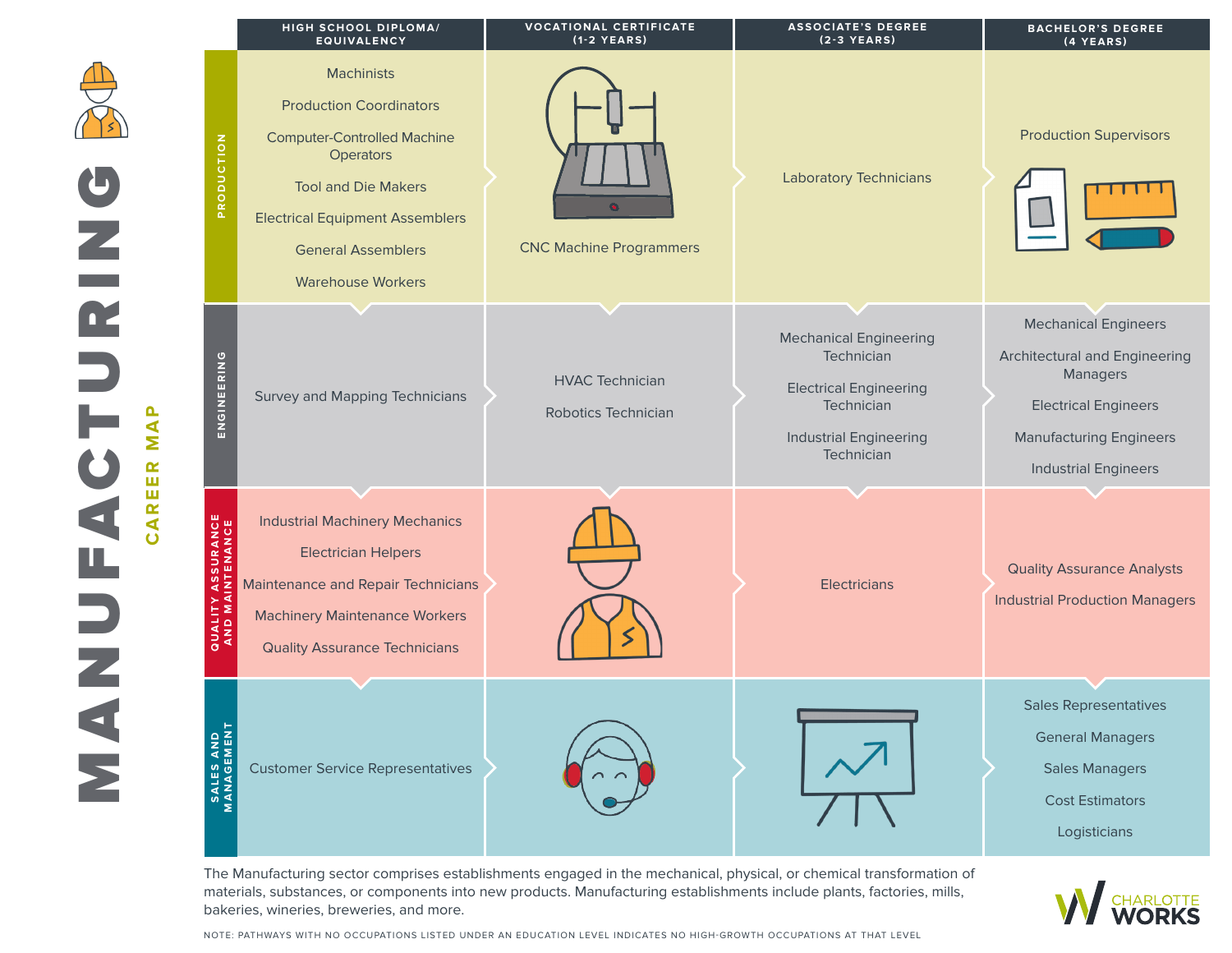# MANUFACTURING

## CAREER MAP

| | HIGH SCHOOL DIPLOMA/ EQUIVALENCY | VOCATIONAL CERTIFICATE (1-2 YEARS) | ASSOCIATE'S DEGREE (2-3 YEARS) | BACHELOR'S DEGREE (4 YEARS) |
|---|---|---|---|---|
| PRODUCTION | Machinists<br>Production Coordinators<br>Computer-Controlled Machine Operators<br>Tool and Die Makers<br>Electrical Equipment Assemblers<br>General Assemblers<br>Warehouse Workers | CNC Machine Programmers | Laboratory Technicians | Production Supervisors |
| ENGINEERING | Survey and Mapping Technicians | HVAC Technician<br>Robotics Technician | Mechanical Engineering Technician<br>Electrical Engineering Technician<br>Industrial Engineering Technician | Mechanical Engineers<br>Architectural and Engineering Managers<br>Electrical Engineers<br>Manufacturing Engineers<br>Industrial Engineers |
| QUALITY ASSURANCE AND MAINTENANCE | Industrial Machinery Mechanics<br>Electrician Helpers<br>Maintenance and Repair Technicians<br>Machinery Maintenance Workers<br>Quality Assurance Technicians | | Electricians | Quality Assurance Analysts<br>Industrial Production Managers |
| SALES AND MANAGEMENT | Customer Service Representatives | | | Sales Representatives<br>General Managers<br>Sales Managers<br>Cost Estimators<br>Logisticians |

The Manufacturing sector comprises establishments engaged in the mechanical, physical, or chemical transformation of materials, substances, or components into new products. Manufacturing establishments include plants, factories, mills, bakeries, wineries, breweries, and more.

NOTE: PATHWAYS WITH NO OCCUPATIONS LISTED UNDER AN EDUCATION LEVEL INDICATES NO HIGH-GROWTH OCCUPATIONS AT THAT LEVEL

CHARLOTTE WORKS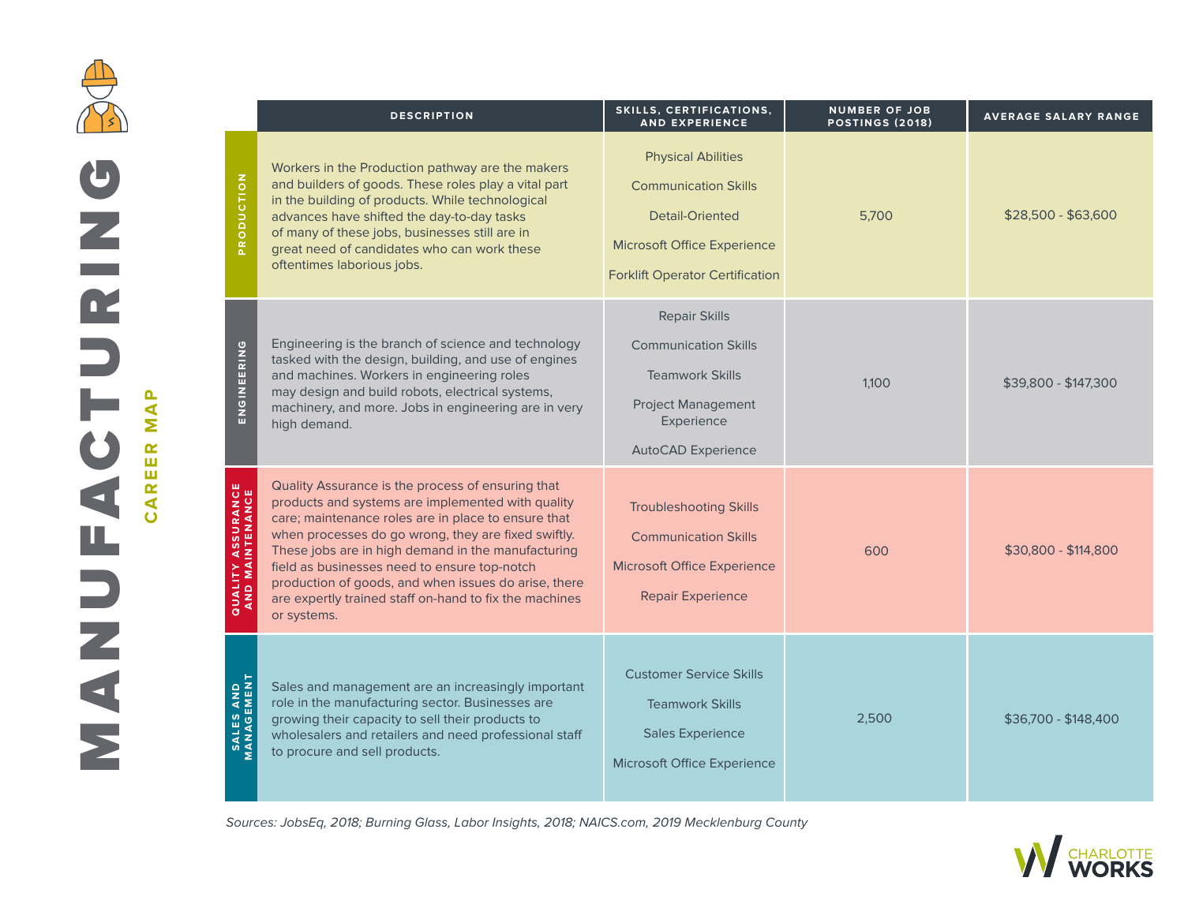# MANUFACTURING

## CAREER MAP

| | DESCRIPTION | SKILLS, CERTIFICATIONS, AND EXPERIENCE | NUMBER OF JOB POSTINGS (2018) | AVERAGE SALARY RANGE |
|---|---|---|---|---|
| PRODUCTION | Workers in the Production pathway are the makers and builders of goods. These roles play a vital part in the building of products. While technological advances have shifted the day-to-day tasks of many of these jobs, businesses still are in great need of candidates who can work these oftentimes laborious jobs. | Physical Abilities<br>Communication Skills<br>Detail-Oriented<br>Microsoft Office Experience<br>Forklift Operator Certification | 5,700 | $28,500 - $63,600 |
| ENGINEERING | Engineering is the branch of science and technology tasked with the design, building, and use of engines and machines. Workers in engineering roles may design and build robots, electrical systems, machinery, and more. Jobs in engineering are in very high demand. | Repair Skills<br>Communication Skills<br>Teamwork Skills<br>Project Management Experience<br>AutoCAD Experience | 1,100 | $39,800 - $147,300 |
| QUALITY ASSURANCE AND MAINTENANCE | Quality Assurance is the process of ensuring that products and systems are implemented with quality care; maintenance roles are in place to ensure that when processes do go wrong, they are fixed swiftly. These jobs are in high demand in the manufacturing field as businesses need to ensure top-notch production of goods, and when issues do arise, there are expertly trained staff on-hand to fix the machines or systems. | Troubleshooting Skills<br>Communication Skills<br>Microsoft Office Experience<br>Repair Experience | 600 | $30,800 - $114,800 |
| SALES AND MANAGEMENT | Sales and management are an increasingly important role in the manufacturing sector. Businesses are growing their capacity to sell their products to wholesalers and retailers and need professional staff to procure and sell products. | Customer Service Skills<br>Teamwork Skills<br>Sales Experience<br>Microsoft Office Experience | 2,500 | $36,700 - $148,400 |

*Sources: JobsEq, 2018; Burning Glass, Labor Insights, 2018; NAICS.com, 2019 Mecklenburg County*

CHARLOTTE WORKS